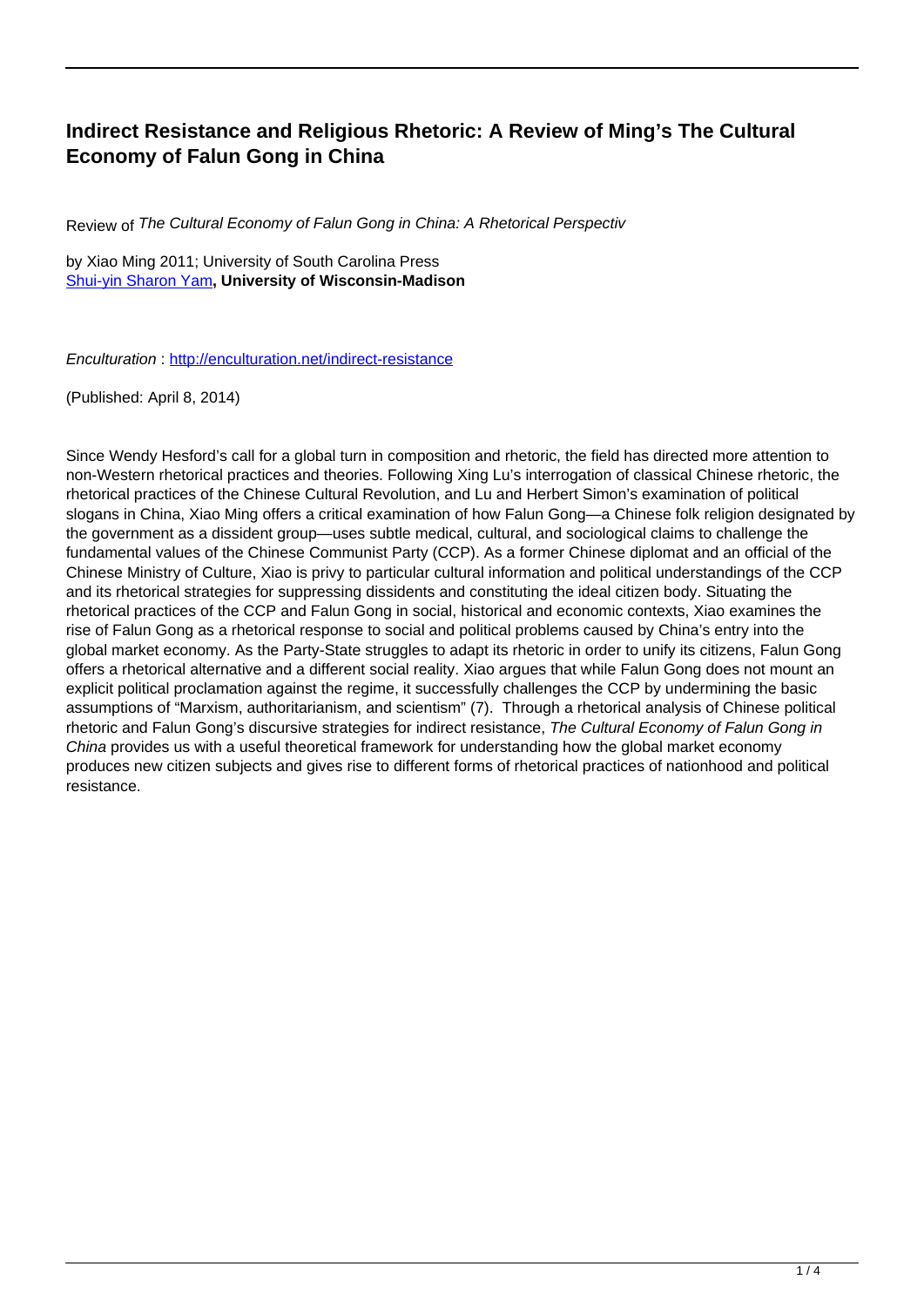# Indirect Resistance and Religious Rhetoric: A Review of Ming's The Cultural Economy of Falun Gong in China

Review of *The Cultural Economy of Falun Gong in China: A Rhetorical Perspectiv*

by Xiao Ming 2011; University of South Carolina Press
Shui-yin Sharon Yam**, University of Wisconsin-Madison**

*Enculturation* : http://enculturation.net/indirect-resistance

(Published: April 8, 2014)

Since Wendy Hesford's call for a global turn in composition and rhetoric, the field has directed more attention to non-Western rhetorical practices and theories. Following Xing Lu's interrogation of classical Chinese rhetoric, the rhetorical practices of the Chinese Cultural Revolution, and Lu and Herbert Simon's examination of political slogans in China, Xiao Ming offers a critical examination of how Falun Gong—a Chinese folk religion designated by the government as a dissident group—uses subtle medical, cultural, and sociological claims to challenge the fundamental values of the Chinese Communist Party (CCP). As a former Chinese diplomat and an official of the Chinese Ministry of Culture, Xiao is privy to particular cultural information and political understandings of the CCP and its rhetorical strategies for suppressing dissidents and constituting the ideal citizen body. Situating the rhetorical practices of the CCP and Falun Gong in social, historical and economic contexts, Xiao examines the rise of Falun Gong as a rhetorical response to social and political problems caused by China's entry into the global market economy. As the Party-State struggles to adapt its rhetoric in order to unify its citizens, Falun Gong offers a rhetorical alternative and a different social reality. Xiao argues that while Falun Gong does not mount an explicit political proclamation against the regime, it successfully challenges the CCP by undermining the basic assumptions of "Marxism, authoritarianism, and scientism" (7). Through a rhetorical analysis of Chinese political rhetoric and Falun Gong's discursive strategies for indirect resistance, *The Cultural Economy of Falun Gong in China* provides us with a useful theoretical framework for understanding how the global market economy produces new citizen subjects and gives rise to different forms of rhetorical practices of nationhood and political resistance.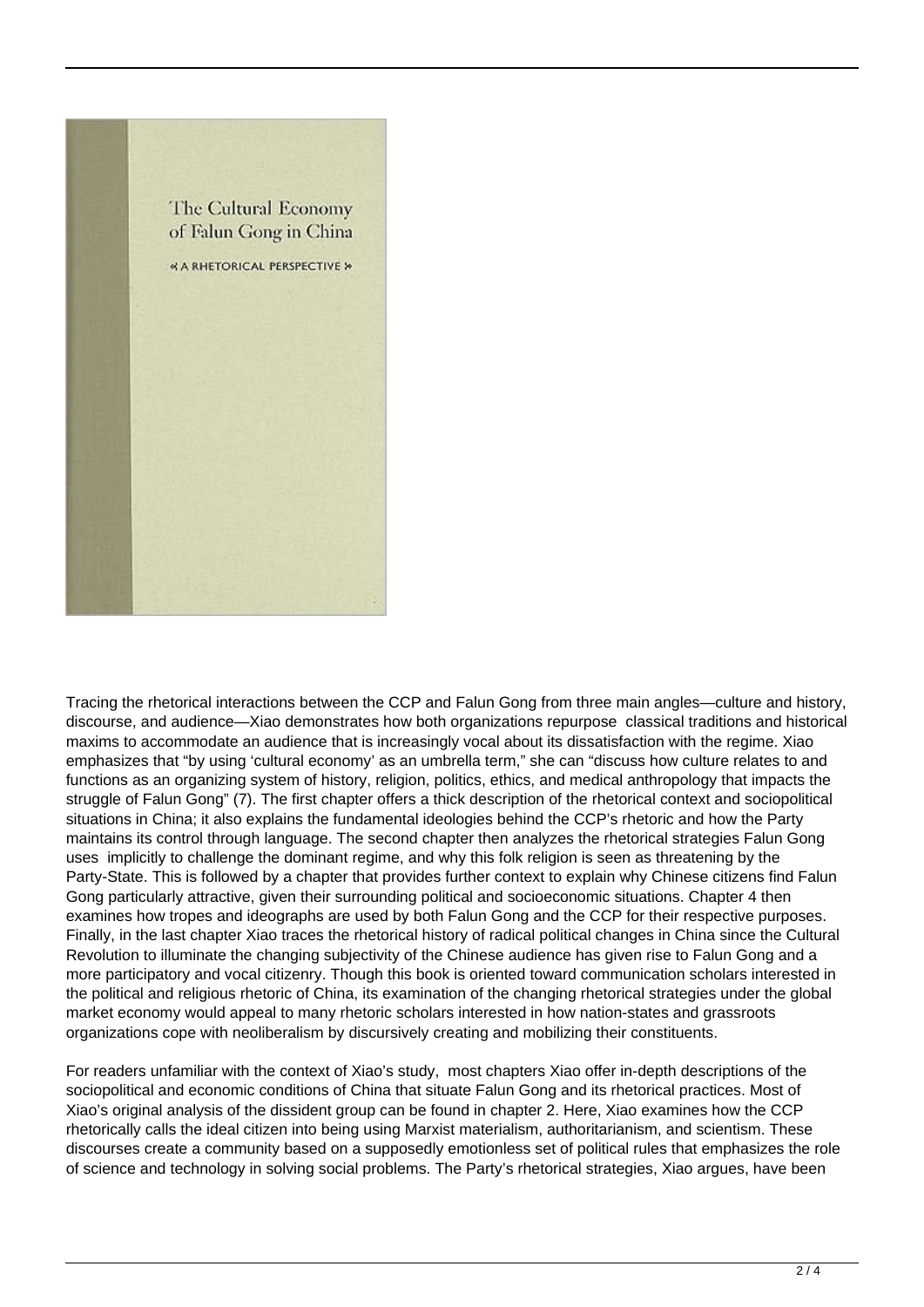Tracing the rhetorical interactions between the CCP and Falun Gong from three main angles—culture and history, discourse, and audience—Xiao demonstrates how both organizations repurpose classical traditions and historical maxims to accommodate an audience that is increasingly vocal about its dissatisfaction with the regime. Xiao emphasizes that "by using 'cultural economy' as an umbrella term," she can "discuss how culture relates to and functions as an organizing system of history, religion, politics, ethics, and medical anthropology that impacts the struggle of Falun Gong" (7). The first chapter offers a thick description of the rhetorical context and sociopolitical situations in China; it also explains the fundamental ideologies behind the CCP's rhetoric and how the Party maintains its control through language. The second chapter then analyzes the rhetorical strategies Falun Gong uses implicitly to challenge the dominant regime, and why this folk religion is seen as threatening by the Party-State. This is followed by a chapter that provides further context to explain why Chinese citizens find Falun Gong particularly attractive, given their surrounding political and socioeconomic situations. Chapter 4 then examines how tropes and ideographs are used by both Falun Gong and the CCP for their respective purposes. Finally, in the last chapter Xiao traces the rhetorical history of radical political changes in China since the Cultural Revolution to illuminate the changing subjectivity of the Chinese audience has given rise to Falun Gong and a more participatory and vocal citizenry. Though this book is oriented toward communication scholars interested in the political and religious rhetoric of China, its examination of the changing rhetorical strategies under the global market economy would appeal to many rhetoric scholars interested in how nation-states and grassroots organizations cope with neoliberalism by discursively creating and mobilizing their constituents.

For readers unfamiliar with the context of Xiao's study, most chapters Xiao offer in-depth descriptions of the sociopolitical and economic conditions of China that situate Falun Gong and its rhetorical practices. Most of Xiao's original analysis of the dissident group can be found in chapter 2. Here, Xiao examines how the CCP rhetorically calls the ideal citizen into being using Marxist materialism, authoritarianism, and scientism. These discourses create a community based on a supposedly emotionless set of political rules that emphasizes the role of science and technology in solving social problems. The Party's rhetorical strategies, Xiao argues, have been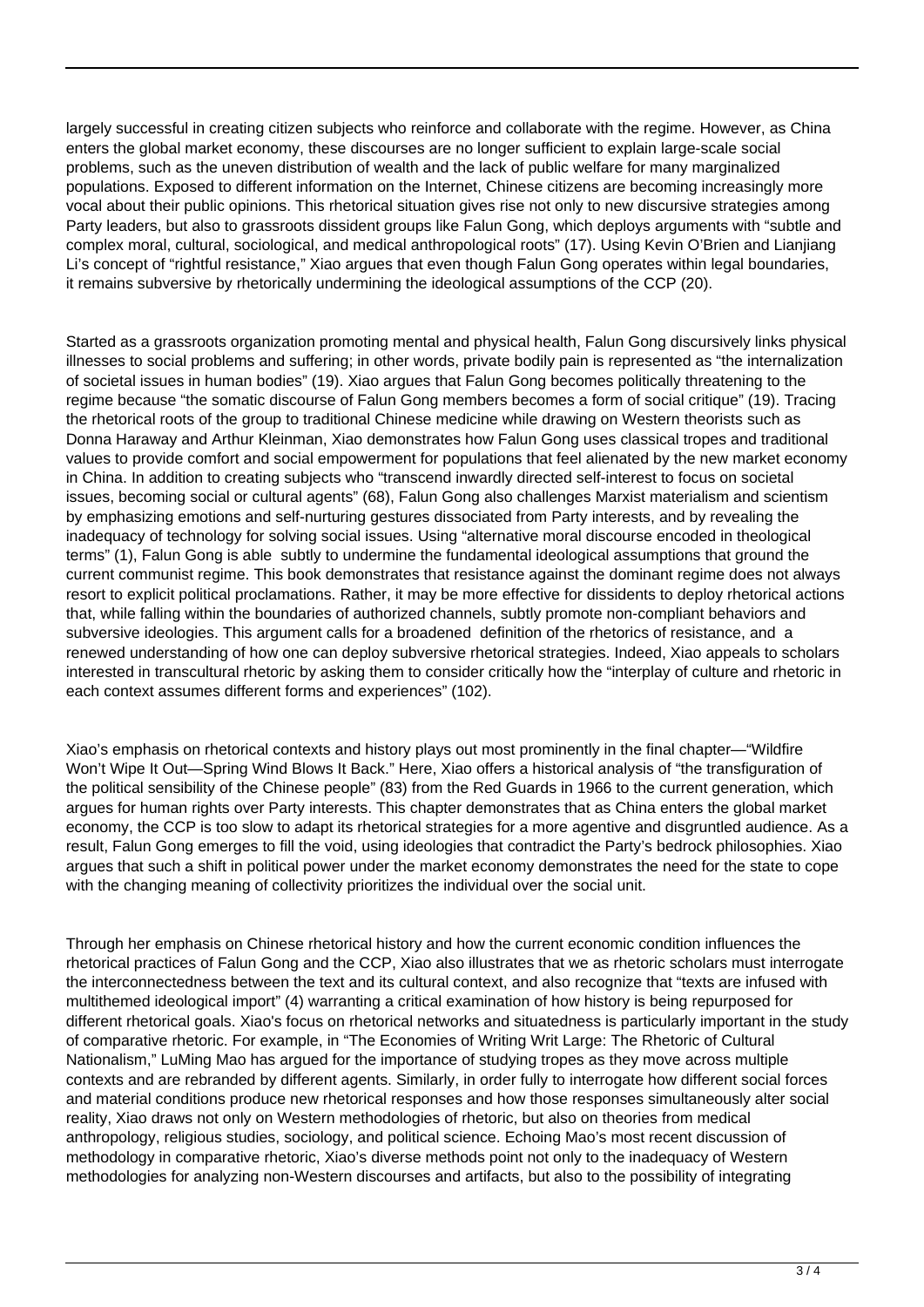largely successful in creating citizen subjects who reinforce and collaborate with the regime. However, as China enters the global market economy, these discourses are no longer sufficient to explain large-scale social problems, such as the uneven distribution of wealth and the lack of public welfare for many marginalized populations. Exposed to different information on the Internet, Chinese citizens are becoming increasingly more vocal about their public opinions. This rhetorical situation gives rise not only to new discursive strategies among Party leaders, but also to grassroots dissident groups like Falun Gong, which deploys arguments with "subtle and complex moral, cultural, sociological, and medical anthropological roots" (17). Using Kevin O'Brien and Lianjiang Li's concept of "rightful resistance," Xiao argues that even though Falun Gong operates within legal boundaries, it remains subversive by rhetorically undermining the ideological assumptions of the CCP (20).

Started as a grassroots organization promoting mental and physical health, Falun Gong discursively links physical illnesses to social problems and suffering; in other words, private bodily pain is represented as "the internalization of societal issues in human bodies" (19). Xiao argues that Falun Gong becomes politically threatening to the regime because "the somatic discourse of Falun Gong members becomes a form of social critique" (19). Tracing the rhetorical roots of the group to traditional Chinese medicine while drawing on Western theorists such as Donna Haraway and Arthur Kleinman, Xiao demonstrates how Falun Gong uses classical tropes and traditional values to provide comfort and social empowerment for populations that feel alienated by the new market economy in China. In addition to creating subjects who "transcend inwardly directed self-interest to focus on societal issues, becoming social or cultural agents" (68), Falun Gong also challenges Marxist materialism and scientism by emphasizing emotions and self-nurturing gestures dissociated from Party interests, and by revealing the inadequacy of technology for solving social issues. Using "alternative moral discourse encoded in theological terms" (1), Falun Gong is able subtly to undermine the fundamental ideological assumptions that ground the current communist regime. This book demonstrates that resistance against the dominant regime does not always resort to explicit political proclamations. Rather, it may be more effective for dissidents to deploy rhetorical actions that, while falling within the boundaries of authorized channels, subtly promote non-compliant behaviors and subversive ideologies. This argument calls for a broadened definition of the rhetorics of resistance, and a renewed understanding of how one can deploy subversive rhetorical strategies. Indeed, Xiao appeals to scholars interested in transcultural rhetoric by asking them to consider critically how the "interplay of culture and rhetoric in each context assumes different forms and experiences" (102).

Xiao's emphasis on rhetorical contexts and history plays out most prominently in the final chapter—"Wildfire Won't Wipe It Out—Spring Wind Blows It Back." Here, Xiao offers a historical analysis of "the transfiguration of the political sensibility of the Chinese people" (83) from the Red Guards in 1966 to the current generation, which argues for human rights over Party interests. This chapter demonstrates that as China enters the global market economy, the CCP is too slow to adapt its rhetorical strategies for a more agentive and disgruntled audience. As a result, Falun Gong emerges to fill the void, using ideologies that contradict the Party's bedrock philosophies. Xiao argues that such a shift in political power under the market economy demonstrates the need for the state to cope with the changing meaning of collectivity prioritizes the individual over the social unit.

Through her emphasis on Chinese rhetorical history and how the current economic condition influences the rhetorical practices of Falun Gong and the CCP, Xiao also illustrates that we as rhetoric scholars must interrogate the interconnectedness between the text and its cultural context, and also recognize that "texts are infused with multithemed ideological import" (4) warranting a critical examination of how history is being repurposed for different rhetorical goals. Xiao's focus on rhetorical networks and situatedness is particularly important in the study of comparative rhetoric. For example, in "The Economies of Writing Writ Large: The Rhetoric of Cultural Nationalism," LuMing Mao has argued for the importance of studying tropes as they move across multiple contexts and are rebranded by different agents. Similarly, in order fully to interrogate how different social forces and material conditions produce new rhetorical responses and how those responses simultaneously alter social reality, Xiao draws not only on Western methodologies of rhetoric, but also on theories from medical anthropology, religious studies, sociology, and political science. Echoing Mao's most recent discussion of methodology in comparative rhetoric, Xiao's diverse methods point not only to the inadequacy of Western methodologies for analyzing non-Western discourses and artifacts, but also to the possibility of integrating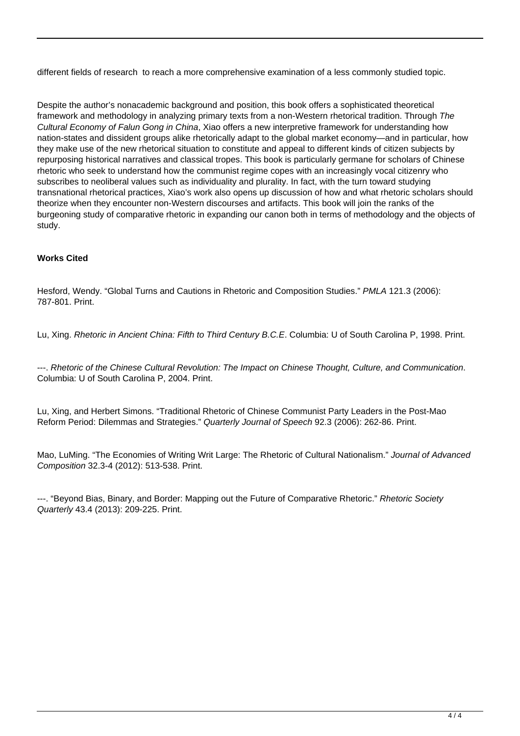different fields of research to reach a more comprehensive examination of a less commonly studied topic.

Despite the author's nonacademic background and position, this book offers a sophisticated theoretical framework and methodology in analyzing primary texts from a non-Western rhetorical tradition. Through *The Cultural Economy of Falun Gong in China*, Xiao offers a new interpretive framework for understanding how nation-states and dissident groups alike rhetorically adapt to the global market economy—and in particular, how they make use of the new rhetorical situation to constitute and appeal to different kinds of citizen subjects by repurposing historical narratives and classical tropes. This book is particularly germane for scholars of Chinese rhetoric who seek to understand how the communist regime copes with an increasingly vocal citizenry who subscribes to neoliberal values such as individuality and plurality. In fact, with the turn toward studying transnational rhetorical practices, Xiao's work also opens up discussion of how and what rhetoric scholars should theorize when they encounter non-Western discourses and artifacts. This book will join the ranks of the burgeoning study of comparative rhetoric in expanding our canon both in terms of methodology and the objects of study.

**Works Cited**

Hesford, Wendy. "Global Turns and Cautions in Rhetoric and Composition Studies." *PMLA* 121.3 (2006): 787-801. Print.

Lu, Xing. *Rhetoric in Ancient China: Fifth to Third Century B.C.E*. Columbia: U of South Carolina P, 1998. Print.

---. *Rhetoric of the Chinese Cultural Revolution: The Impact on Chinese Thought, Culture, and Communication*. Columbia: U of South Carolina P, 2004. Print.

Lu, Xing, and Herbert Simons. "Traditional Rhetoric of Chinese Communist Party Leaders in the Post-Mao Reform Period: Dilemmas and Strategies." *Quarterly Journal of Speech* 92.3 (2006): 262-86. Print.

Mao, LuMing. "The Economies of Writing Writ Large: The Rhetoric of Cultural Nationalism." *Journal of Advanced Composition* 32.3-4 (2012): 513-538. Print.

---. "Beyond Bias, Binary, and Border: Mapping out the Future of Comparative Rhetoric." *Rhetoric Society Quarterly* 43.4 (2013): 209-225. Print.